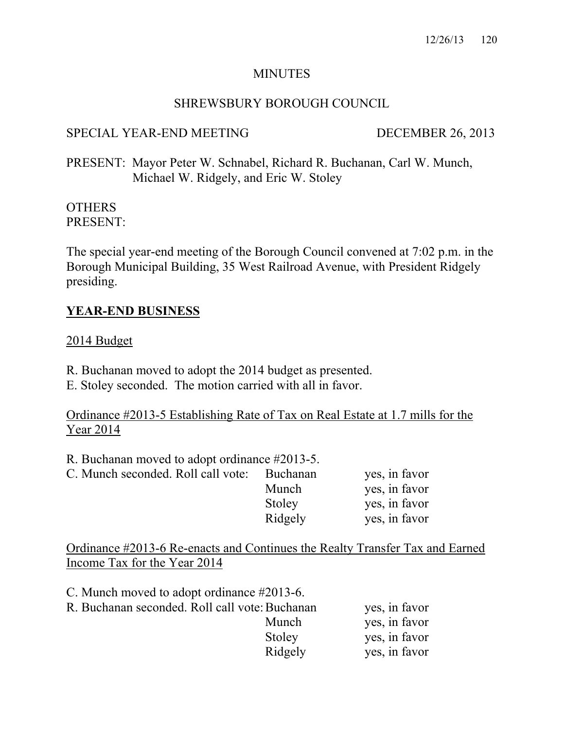# MINUTES

## SHREWSBURY BOROUGH COUNCIL

SPECIAL YEAR-END MEETING DECEMBER 26, 2013

PRESENT: Mayor Peter W. Schnabel, Richard R. Buchanan, Carl W. Munch, Michael W. Ridgely, and Eric W. Stoley

OTHERS PRESENT:

The special year-end meeting of the Borough Council convened at 7:02 p.m. in the Borough Municipal Building, 35 West Railroad Avenue, with President Ridgely presiding.

### YEAR-END BUSINESS

2014 Budget

R. Buchanan moved to adopt the 2014 budget as presented.
E. Stoley seconded. The motion carried with all in favor.

Ordinance #2013-5 Establishing Rate of Tax on Real Estate at 1.7 mills for the Year 2014

R. Buchanan moved to adopt ordinance #2013-5.

| C. Munch seconded. Roll call vote: | Buchanan | yes, in favor |
|---|---|---|
| | Munch | yes, in favor |
| | Stoley | yes, in favor |
| | Ridgely | yes, in favor |

Ordinance #2013-6 Re-enacts and Continues the Realty Transfer Tax and Earned Income Tax for the Year 2014

C. Munch moved to adopt ordinance #2013-6.

| R. Buchanan seconded. Roll call vote: | Buchanan | yes, in favor |
|---|---|---|
| | Munch | yes, in favor |
| | Stoley | yes, in favor |
| | Ridgely | yes, in favor |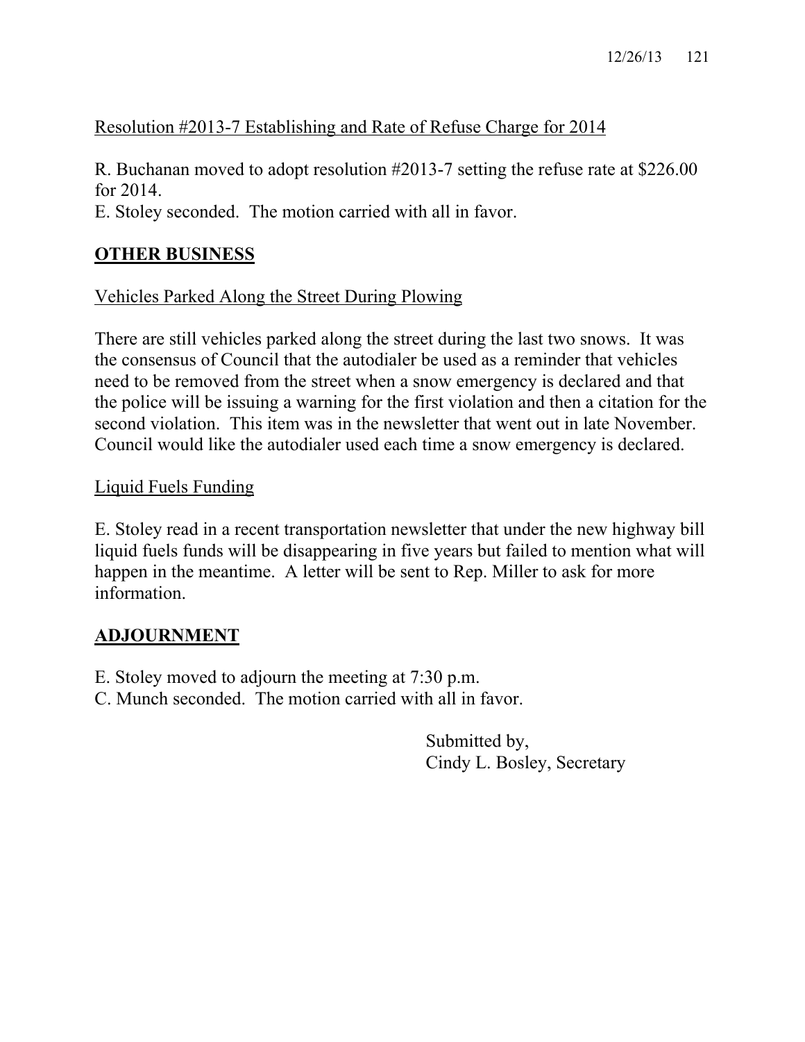Resolution #2013-7 Establishing and Rate of Refuse Charge for 2014

R. Buchanan moved to adopt resolution #2013-7 setting the refuse rate at $226.00 for 2014.
E. Stoley seconded. The motion carried with all in favor.

## OTHER BUSINESS

Vehicles Parked Along the Street During Plowing

There are still vehicles parked along the street during the last two snows. It was the consensus of Council that the autodialer be used as a reminder that vehicles need to be removed from the street when a snow emergency is declared and that the police will be issuing a warning for the first violation and then a citation for the second violation. This item was in the newsletter that went out in late November. Council would like the autodialer used each time a snow emergency is declared.

Liquid Fuels Funding

E. Stoley read in a recent transportation newsletter that under the new highway bill liquid fuels funds will be disappearing in five years but failed to mention what will happen in the meantime. A letter will be sent to Rep. Miller to ask for more information.

## ADJOURNMENT

E. Stoley moved to adjourn the meeting at 7:30 p.m.
C. Munch seconded. The motion carried with all in favor.

Submitted by,
Cindy L. Bosley, Secretary